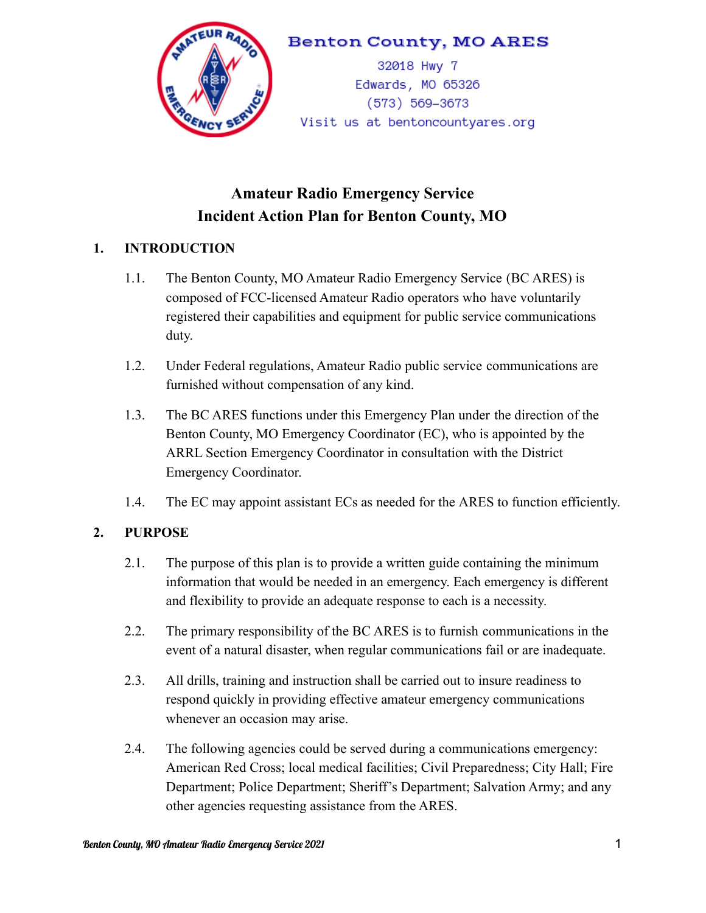Benton County, MO ARES

32018 Hwy 7
Edwards, MO 65326
(573) 569-3673
Visit us at bentoncountyares.org

# Amateur Radio Emergency Service
# Incident Action Plan for Benton County, MO

## 1. INTRODUCTION

1.1. The Benton County, MO Amateur Radio Emergency Service (BC ARES) is composed of FCC-licensed Amateur Radio operators who have voluntarily registered their capabilities and equipment for public service communications duty.

1.2. Under Federal regulations, Amateur Radio public service communications are furnished without compensation of any kind.

1.3. The BC ARES functions under this Emergency Plan under the direction of the Benton County, MO Emergency Coordinator (EC), who is appointed by the ARRL Section Emergency Coordinator in consultation with the District Emergency Coordinator.

1.4. The EC may appoint assistant ECs as needed for the ARES to function efficiently.

## 2. PURPOSE

2.1. The purpose of this plan is to provide a written guide containing the minimum information that would be needed in an emergency. Each emergency is different and flexibility to provide an adequate response to each is a necessity.

2.2. The primary responsibility of the BC ARES is to furnish communications in the event of a natural disaster, when regular communications fail or are inadequate.

2.3. All drills, training and instruction shall be carried out to insure readiness to respond quickly in providing effective amateur emergency communications whenever an occasion may arise.

2.4. The following agencies could be served during a communications emergency: American Red Cross; local medical facilities; Civil Preparedness; City Hall; Fire Department; Police Department; Sheriff's Department; Salvation Army; and any other agencies requesting assistance from the ARES.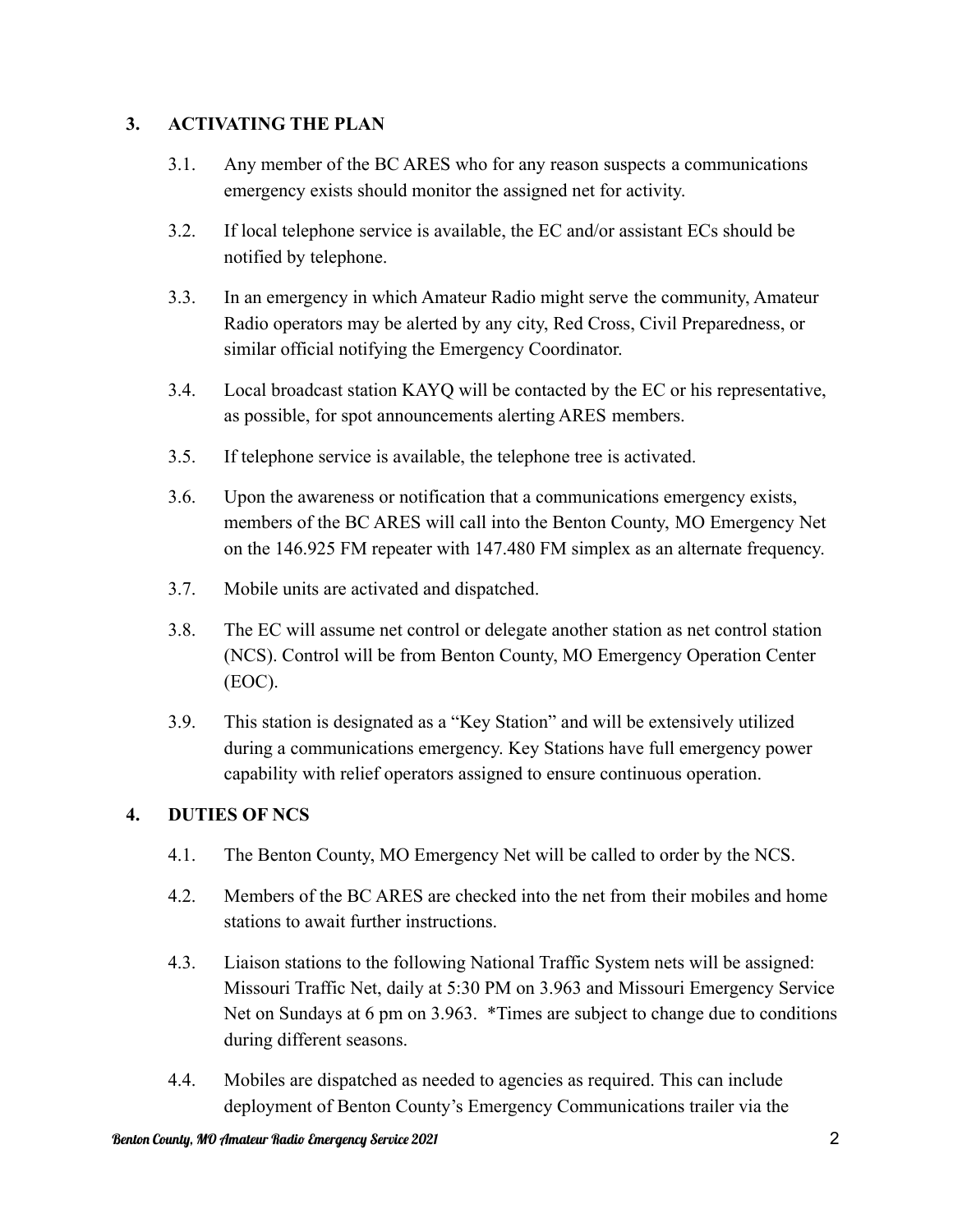## 3. ACTIVATING THE PLAN

3.1. Any member of the BC ARES who for any reason suspects a communications emergency exists should monitor the assigned net for activity.

3.2. If local telephone service is available, the EC and/or assistant ECs should be notified by telephone.

3.3. In an emergency in which Amateur Radio might serve the community, Amateur Radio operators may be alerted by any city, Red Cross, Civil Preparedness, or similar official notifying the Emergency Coordinator.

3.4. Local broadcast station KAYQ will be contacted by the EC or his representative, as possible, for spot announcements alerting ARES members.

3.5. If telephone service is available, the telephone tree is activated.

3.6. Upon the awareness or notification that a communications emergency exists, members of the BC ARES will call into the Benton County, MO Emergency Net on the 146.925 FM repeater with 147.480 FM simplex as an alternate frequency.

3.7. Mobile units are activated and dispatched.

3.8. The EC will assume net control or delegate another station as net control station (NCS). Control will be from Benton County, MO Emergency Operation Center (EOC).

3.9. This station is designated as a "Key Station" and will be extensively utilized during a communications emergency. Key Stations have full emergency power capability with relief operators assigned to ensure continuous operation.

## 4. DUTIES OF NCS

4.1. The Benton County, MO Emergency Net will be called to order by the NCS.

4.2. Members of the BC ARES are checked into the net from their mobiles and home stations to await further instructions.

4.3. Liaison stations to the following National Traffic System nets will be assigned: Missouri Traffic Net, daily at 5:30 PM on 3.963 and Missouri Emergency Service Net on Sundays at 6 pm on 3.963. *Times are subject to change due to conditions during different seasons.

4.4. Mobiles are dispatched as needed to agencies as required. This can include deployment of Benton County's Emergency Communications trailer via the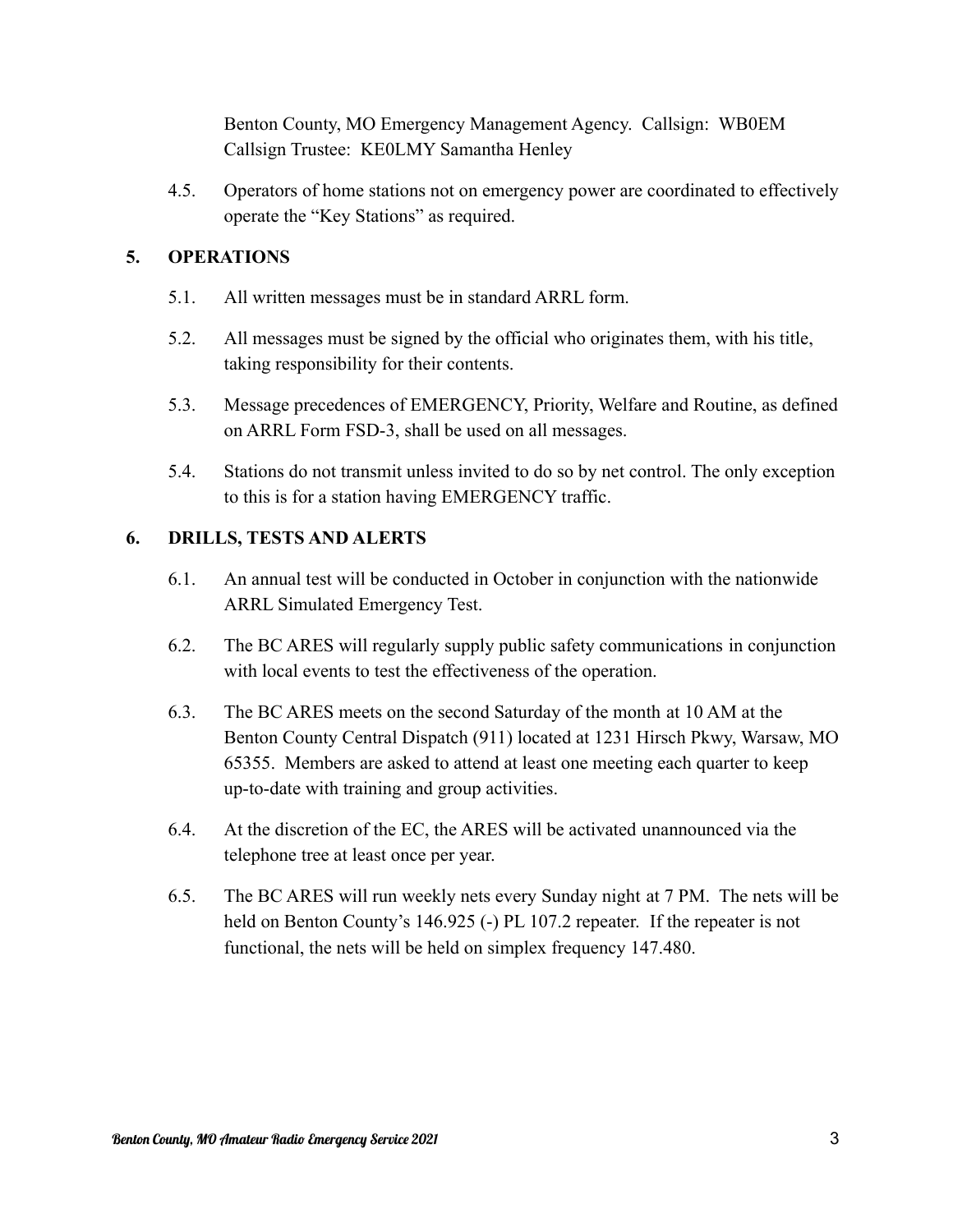Benton County, MO Emergency Management Agency. Callsign: WB0EM
Callsign Trustee: KE0LMY Samantha Henley

4.5. Operators of home stations not on emergency power are coordinated to effectively operate the "Key Stations" as required.

## 5. OPERATIONS

5.1. All written messages must be in standard ARRL form.

5.2. All messages must be signed by the official who originates them, with his title, taking responsibility for their contents.

5.3. Message precedences of EMERGENCY, Priority, Welfare and Routine, as defined on ARRL Form FSD-3, shall be used on all messages.

5.4. Stations do not transmit unless invited to do so by net control. The only exception to this is for a station having EMERGENCY traffic.

## 6. DRILLS, TESTS AND ALERTS

6.1. An annual test will be conducted in October in conjunction with the nationwide ARRL Simulated Emergency Test.

6.2. The BC ARES will regularly supply public safety communications in conjunction with local events to test the effectiveness of the operation.

6.3. The BC ARES meets on the second Saturday of the month at 10 AM at the Benton County Central Dispatch (911) located at 1231 Hirsch Pkwy, Warsaw, MO 65355. Members are asked to attend at least one meeting each quarter to keep up-to-date with training and group activities.

6.4. At the discretion of the EC, the ARES will be activated unannounced via the telephone tree at least once per year.

6.5. The BC ARES will run weekly nets every Sunday night at 7 PM. The nets will be held on Benton County's 146.925 (-) PL 107.2 repeater. If the repeater is not functional, the nets will be held on simplex frequency 147.480.